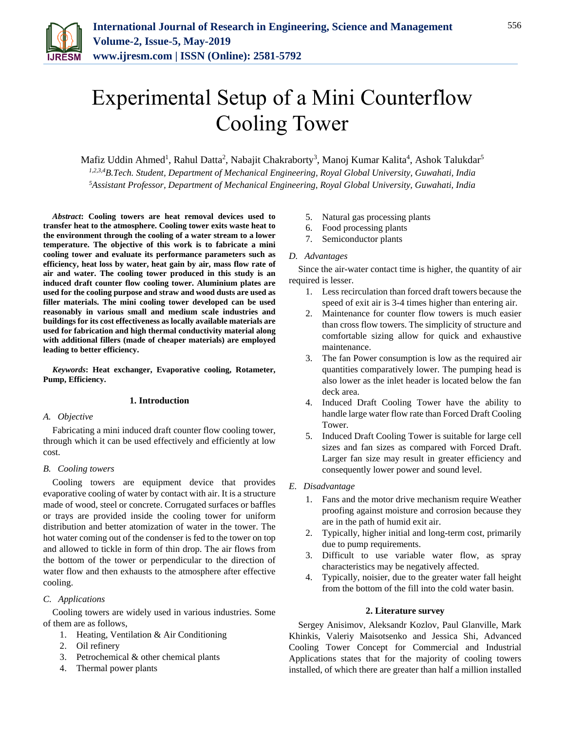# Experimental Setup of a Mini Counterflow Cooling Tower

Mafiz Uddin Ahmed[1], Rahul Datta[2], Nabajit Chakraborty[3], Manoj Kumar Kalita[4], Ashok Talukdar[5]

[1,2,3,4]*B.Tech. Student, Department of Mechanical Engineering, Royal Global University, Guwahati, India*

[5]*Assistant Professor, Department of Mechanical Engineering, Royal Global University, Guwahati, India*

***Abstract*: Cooling towers are heat removal devices used to transfer heat to the atmosphere. Cooling tower exits waste heat to the environment through the cooling of a water stream to a lower temperature. The objective of this work is to fabricate a mini cooling tower and evaluate its performance parameters such as efficiency, heat loss by water, heat gain by air, mass flow rate of air and water. The cooling tower produced in this study is an induced draft counter flow cooling tower. Aluminium plates are used for the cooling purpose and straw and wood dusts are used as filler materials. The mini cooling tower developed can be used reasonably in various small and medium scale industries and buildings for its cost effectiveness as locally available materials are used for fabrication and high thermal conductivity material along with additional fillers (made of cheaper materials) are employed leading to better efficiency.**

***Keywords*: Heat exchanger, Evaporative cooling, Rotameter, Pump, Efficiency.**

## 1. Introduction

### A. *Objective*

Fabricating a mini induced draft counter flow cooling tower, through which it can be used effectively and efficiently at low cost.

### B. *Cooling towers*

Cooling towers are equipment device that provides evaporative cooling of water by contact with air. It is a structure made of wood, steel or concrete. Corrugated surfaces or baffles or trays are provided inside the cooling tower for uniform distribution and better atomization of water in the tower. The hot water coming out of the condenser is fed to the tower on top and allowed to tickle in form of thin drop. The air flows from the bottom of the tower or perpendicular to the direction of water flow and then exhausts to the atmosphere after effective cooling.

### C. *Applications*

Cooling towers are widely used in various industries. Some of them are as follows,

1. Heating, Ventilation & Air Conditioning
2. Oil refinery
3. Petrochemical & other chemical plants
4. Thermal power plants
5. Natural gas processing plants
6. Food processing plants
7. Semiconductor plants

### D. *Advantages*

Since the air-water contact time is higher, the quantity of air required is lesser.

1. Less recirculation than forced draft towers because the speed of exit air is 3-4 times higher than entering air.
2. Maintenance for counter flow towers is much easier than cross flow towers. The simplicity of structure and comfortable sizing allow for quick and exhaustive maintenance.
3. The fan Power consumption is low as the required air quantities comparatively lower. The pumping head is also lower as the inlet header is located below the fan deck area.
4. Induced Draft Cooling Tower have the ability to handle large water flow rate than Forced Draft Cooling Tower.
5. Induced Draft Cooling Tower is suitable for large cell sizes and fan sizes as compared with Forced Draft. Larger fan size may result in greater efficiency and consequently lower power and sound level.

### E. *Disadvantage*

1. Fans and the motor drive mechanism require Weather proofing against moisture and corrosion because they are in the path of humid exit air.
2. Typically, higher initial and long-term cost, primarily due to pump requirements.
3. Difficult to use variable water flow, as spray characteristics may be negatively affected.
4. Typically, noisier, due to the greater water fall height from the bottom of the fill into the cold water basin.

## 2. Literature survey

Sergey Anisimov, Aleksandr Kozlov, Paul Glanville, Mark Khinkis, Valeriy Maisotsenko and Jessica Shi, Advanced Cooling Tower Concept for Commercial and Industrial Applications states that for the majority of cooling towers installed, of which there are greater than half a million installed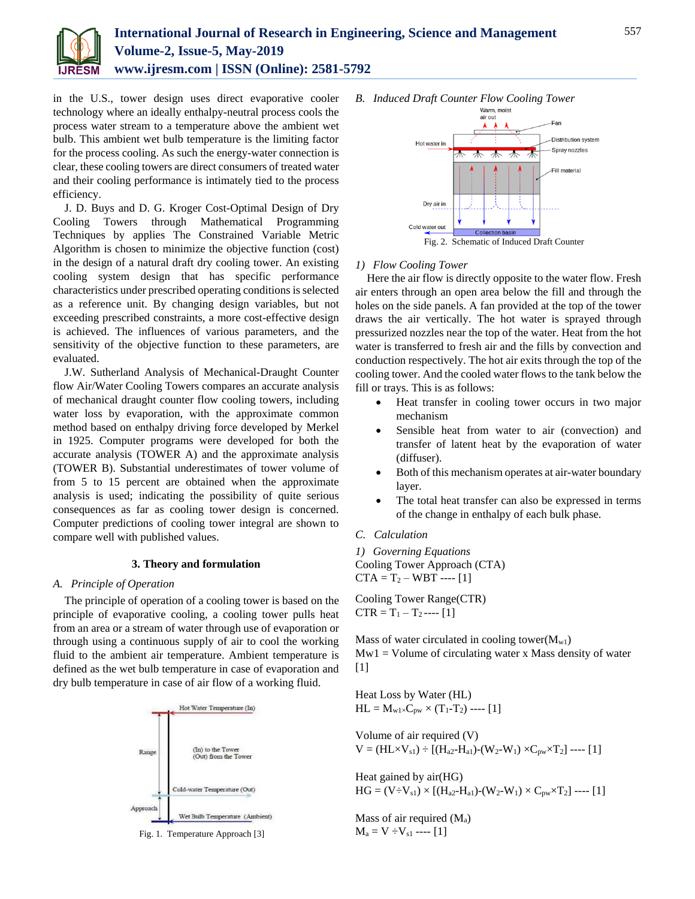in the U.S., tower design uses direct evaporative cooler technology where an ideally enthalpy-neutral process cools the process water stream to a temperature above the ambient wet bulb. This ambient wet bulb temperature is the limiting factor for the process cooling. As such the energy-water connection is clear, these cooling towers are direct consumers of treated water and their cooling performance is intimately tied to the process efficiency.

J. D. Buys and D. G. Kroger Cost-Optimal Design of Dry Cooling Towers through Mathematical Programming Techniques by applies The Constrained Variable Metric Algorithm is chosen to minimize the objective function (cost) in the design of a natural draft dry cooling tower. An existing cooling system design that has specific performance characteristics under prescribed operating conditions is selected as a reference unit. By changing design variables, but not exceeding prescribed constraints, a more cost-effective design is achieved. The influences of various parameters, and the sensitivity of the objective function to these parameters, are evaluated.

J.W. Sutherland Analysis of Mechanical-Draught Counter flow Air/Water Cooling Towers compares an accurate analysis of mechanical draught counter flow cooling towers, including water loss by evaporation, with the approximate common method based on enthalpy driving force developed by Merkel in 1925. Computer programs were developed for both the accurate analysis (TOWER A) and the approximate analysis (TOWER B). Substantial underestimates of tower volume of from 5 to 15 percent are obtained when the approximate analysis is used; indicating the possibility of quite serious consequences as far as cooling tower design is concerned. Computer predictions of cooling tower integral are shown to compare well with published values.

## 3. Theory and formulation

### *A. Principle of Operation*

The principle of operation of a cooling tower is based on the principle of evaporative cooling, a cooling tower pulls heat from an area or a stream of water through use of evaporation or through using a continuous supply of air to cool the working fluid to the ambient air temperature. Ambient temperature is defined as the wet bulb temperature in case of evaporation and dry bulb temperature in case of air flow of a working fluid.

Fig. 1. Temperature Approach [3]

### *B. Induced Draft Counter Flow Cooling Tower*

Fig. 2. Schematic of Induced Draft Counter

#### *1) Flow Cooling Tower*

Here the air flow is directly opposite to the water flow. Fresh air enters through an open area below the fill and through the holes on the side panels. A fan provided at the top of the tower draws the air vertically. The hot water is sprayed through pressurized nozzles near the top of the water. Heat from the hot water is transferred to fresh air and the fills by convection and conduction respectively. The hot air exits through the top of the cooling tower. And the cooled water flows to the tank below the fill or trays. This is as follows:

- Heat transfer in cooling tower occurs in two major mechanism
- Sensible heat from water to air (convection) and transfer of latent heat by the evaporation of water (diffuser).
- Both of this mechanism operates at air-water boundary layer.
- The total heat transfer can also be expressed in terms of the change in enthalpy of each bulk phase.

### *C. Calculation*

#### *1) Governing Equations*

Cooling Tower Approach (CTA)

$CTA = T_2 – WBT$ ---- [1]

Cooling Tower Range(CTR)

$CTR = T_1 – T_2$ ---- [1]

Mass of water circulated in cooling tower($M_{w1}$)

Mw1 = Volume of circulating water x Mass density of water [1]

Heat Loss by Water (HL)

$HL = M_{w1} \times C_{pw} \times (T_1-T_2)$ ---- [1]

Volume of air required (V)

$V = (HL \times V_{s1}) \div [(H_{a2}-H_{a1})-(W_2-W_1) \times C_{pw} \times T_2]$ ---- [1]

Heat gained by air(HG)

$HG = (V \div V_{s1}) \times [(H_{a2}-H_{a1})-(W_2-W_1) \times C_{pw} \times T_2]$ ---- [1]

Mass of air required ($M_a$)

$M_a = V \div V_{s1}$ ---- [1]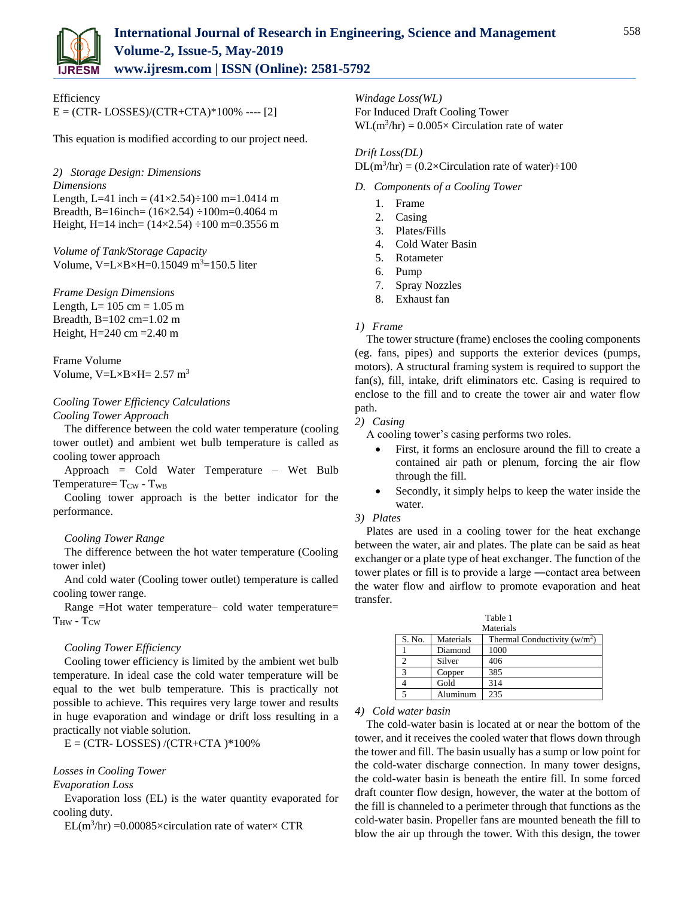Efficiency

$E = (CTR - LOSSES)/(CTR+CTA)*100\%$ ---- [2]

This equation is modified according to our project need.

*2) Storage Design: Dimensions*

*Dimensions*

Length, L=41 inch = (41×2.54)÷100 m=1.0414 m

Breadth, B=16inch= (16×2.54) ÷100m=0.4064 m

Height, H=14 inch= (14×2.54) ÷100 m=0.3556 m

*Volume of Tank/Storage Capacity*

Volume, V=L×B×H=0.15049 $m^3$=150.5 liter

*Frame Design Dimensions*

Length, L= 105 cm = 1.05 m

Breadth, B=102 cm=1.02 m

Height, H=240 cm =2.40 m

Frame Volume

Volume, V=L×B×H= 2.57 $m^3$

*Cooling Tower Efficiency Calculations*

*Cooling Tower Approach*

The difference between the cold water temperature (cooling tower outlet) and ambient wet bulb temperature is called as cooling tower approach

Approach = Cold Water Temperature – Wet Bulb Temperature= $T_{CW} - T_{WB}$

Cooling tower approach is the better indicator for the performance.

*Cooling Tower Range*

The difference between the hot water temperature (Cooling tower inlet)

And cold water (Cooling tower outlet) temperature is called cooling tower range.

Range =Hot water temperature– cold water temperature= $T_{HW} - T_{CW}$

*Cooling Tower Efficiency*

Cooling tower efficiency is limited by the ambient wet bulb temperature. In ideal case the cold water temperature will be equal to the wet bulb temperature. This is practically not possible to achieve. This requires very large tower and results in huge evaporation and windage or drift loss resulting in a practically not viable solution.

$E = (CTR - LOSSES) /(CTR+CTA )*100\%$

*Losses in Cooling Tower*

*Evaporation Loss*

Evaporation loss (EL) is the water quantity evaporated for cooling duty.

EL($m^3$/hr) =0.00085×circulation rate of water× CTR

*Windage Loss(WL)*

For Induced Draft Cooling Tower

WL($m^3$/hr) = 0.005× Circulation rate of water

*Drift Loss(DL)*

DL($m^3$/hr) = (0.2×Circulation rate of water)÷100

*D. Components of a Cooling Tower*

1. Frame
2. Casing
3. Plates/Fills
4. Cold Water Basin
5. Rotameter
6. Pump
7. Spray Nozzles
8. Exhaust fan

*1) Frame*

The tower structure (frame) encloses the cooling components (eg. fans, pipes) and supports the exterior devices (pumps, motors). A structural framing system is required to support the fan(s), fill, intake, drift eliminators etc. Casing is required to enclose to the fill and to create the tower air and water flow path.

*2) Casing*

A cooling tower's casing performs two roles.

- First, it forms an enclosure around the fill to create a contained air path or plenum, forcing the air flow through the fill.
- Secondly, it simply helps to keep the water inside the water.

*3) Plates*

Plates are used in a cooling tower for the heat exchange between the water, air and plates. The plate can be said as heat exchanger or a plate type of heat exchanger. The function of the tower plates or fill is to provide a large ―contact area between the water flow and airflow to promote evaporation and heat transfer.

Table 1
Materials

| S. No. | Materials | Thermal Conductivity (w/$m^2$) |
|---|---|---|
| 1 | Diamond | 1000 |
| 2 | Silver | 406 |
| 3 | Copper | 385 |
| 4 | Gold | 314 |
| 5 | Aluminum | 235 |

*4) Cold water basin*

The cold-water basin is located at or near the bottom of the tower, and it receives the cooled water that flows down through the tower and fill. The basin usually has a sump or low point for the cold-water discharge connection. In many tower designs, the cold-water basin is beneath the entire fill. In some forced draft counter flow design, however, the water at the bottom of the fill is channeled to a perimeter through that functions as the cold-water basin. Propeller fans are mounted beneath the fill to blow the air up through the tower. With this design, the tower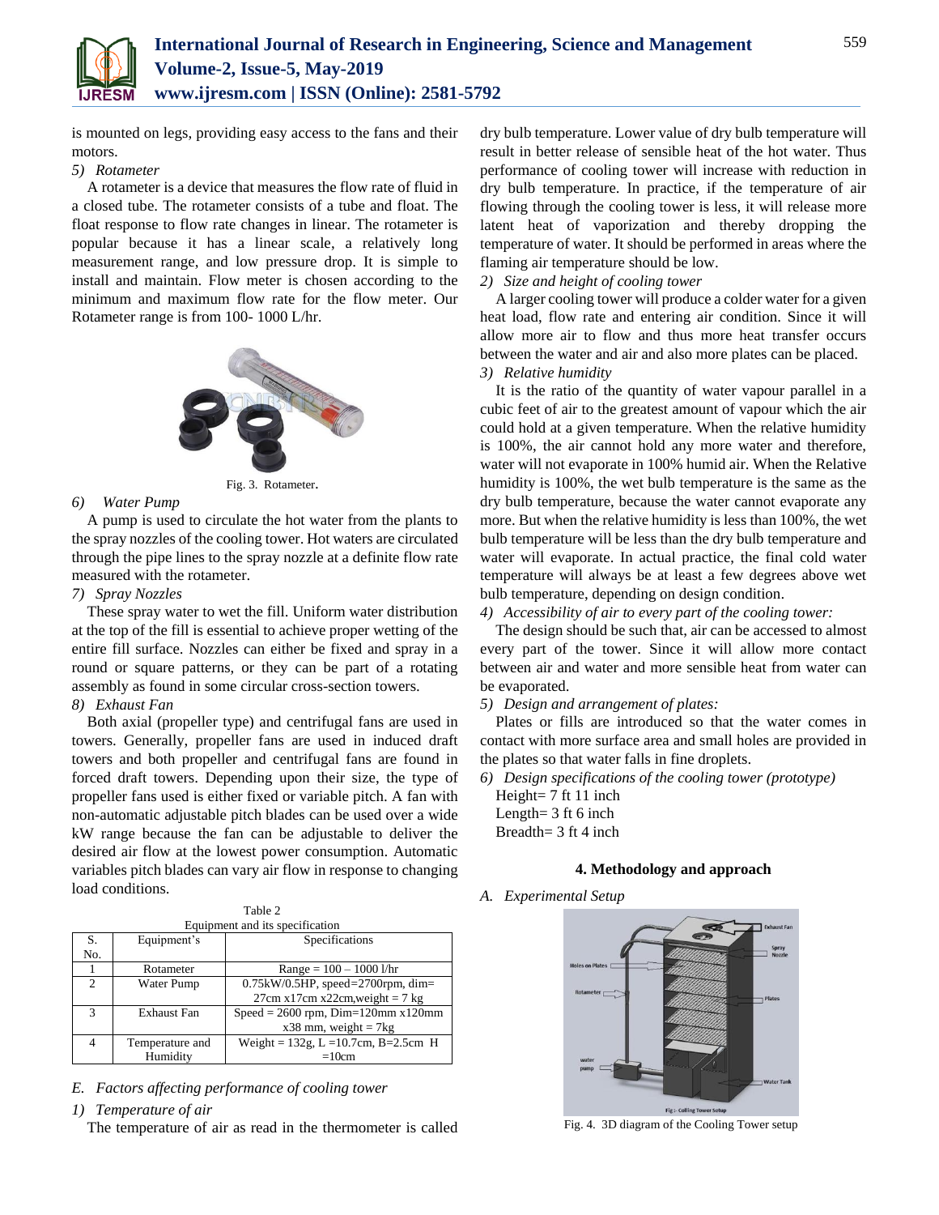is mounted on legs, providing easy access to the fans and their motors.

*5) Rotameter*

A rotameter is a device that measures the flow rate of fluid in a closed tube. The rotameter consists of a tube and float. The float response to flow rate changes in linear. The rotameter is popular because it has a linear scale, a relatively long measurement range, and low pressure drop. It is simple to install and maintain. Flow meter is chosen according to the minimum and maximum flow rate for the flow meter. Our Rotameter range is from 100- 1000 L/hr.

Fig. 3. Rotameter.

*6) Water Pump*

A pump is used to circulate the hot water from the plants to the spray nozzles of the cooling tower. Hot waters are circulated through the pipe lines to the spray nozzle at a definite flow rate measured with the rotameter.

*7) Spray Nozzles*

These spray water to wet the fill. Uniform water distribution at the top of the fill is essential to achieve proper wetting of the entire fill surface. Nozzles can either be fixed and spray in a round or square patterns, or they can be part of a rotating assembly as found in some circular cross-section towers.

*8) Exhaust Fan*

Both axial (propeller type) and centrifugal fans are used in towers. Generally, propeller fans are used in induced draft towers and both propeller and centrifugal fans are found in forced draft towers. Depending upon their size, the type of propeller fans used is either fixed or variable pitch. A fan with non-automatic adjustable pitch blades can be used over a wide kW range because the fan can be adjustable to deliver the desired air flow at the lowest power consumption. Automatic variables pitch blades can vary air flow in response to changing load conditions.

Table 2
Equipment and its specification

| S. No. | Equipment's | Specifications |
|---|---|---|
| 1 | Rotameter | Range = 100 – 1000 l/hr |
| 2 | Water Pump | 0.75kW/0.5HP, speed=2700rpm, dim= 27cm x17cm x22cm,weight = 7 kg |
| 3 | Exhaust Fan | Speed = 2600 rpm, Dim=120mm x120mm x38 mm, weight = 7kg |
| 4 | Temperature and Humidity | Weight = 132g, L =10.7cm, B=2.5cm H =10cm |

*E. Factors affecting performance of cooling tower*

*1) Temperature of air*

The temperature of air as read in the thermometer is called dry bulb temperature. Lower value of dry bulb temperature will result in better release of sensible heat of the hot water. Thus performance of cooling tower will increase with reduction in dry bulb temperature. In practice, if the temperature of air flowing through the cooling tower is less, it will release more latent heat of vaporization and thereby dropping the temperature of water. It should be performed in areas where the flaming air temperature should be low.

*2) Size and height of cooling tower*

A larger cooling tower will produce a colder water for a given heat load, flow rate and entering air condition. Since it will allow more air to flow and thus more heat transfer occurs between the water and air and also more plates can be placed.

*3) Relative humidity*

It is the ratio of the quantity of water vapour parallel in a cubic feet of air to the greatest amount of vapour which the air could hold at a given temperature. When the relative humidity is 100%, the air cannot hold any more water and therefore, water will not evaporate in 100% humid air. When the Relative humidity is 100%, the wet bulb temperature is the same as the dry bulb temperature, because the water cannot evaporate any more. But when the relative humidity is less than 100%, the wet bulb temperature will be less than the dry bulb temperature and water will evaporate. In actual practice, the final cold water temperature will always be at least a few degrees above wet bulb temperature, depending on design condition.

*4) Accessibility of air to every part of the cooling tower:*

The design should be such that, air can be accessed to almost every part of the tower. Since it will allow more contact between air and water and more sensible heat from water can be evaporated.

*5) Design and arrangement of plates:*

Plates or fills are introduced so that the water comes in contact with more surface area and small holes are provided in the plates so that water falls in fine droplets.

*6) Design specifications of the cooling tower (prototype)*

Height= 7 ft 11 inch
Length= 3 ft 6 inch
Breadth= 3 ft 4 inch

## 4. Methodology and approach

*A. Experimental Setup*

Fig. 4. 3D diagram of the Cooling Tower setup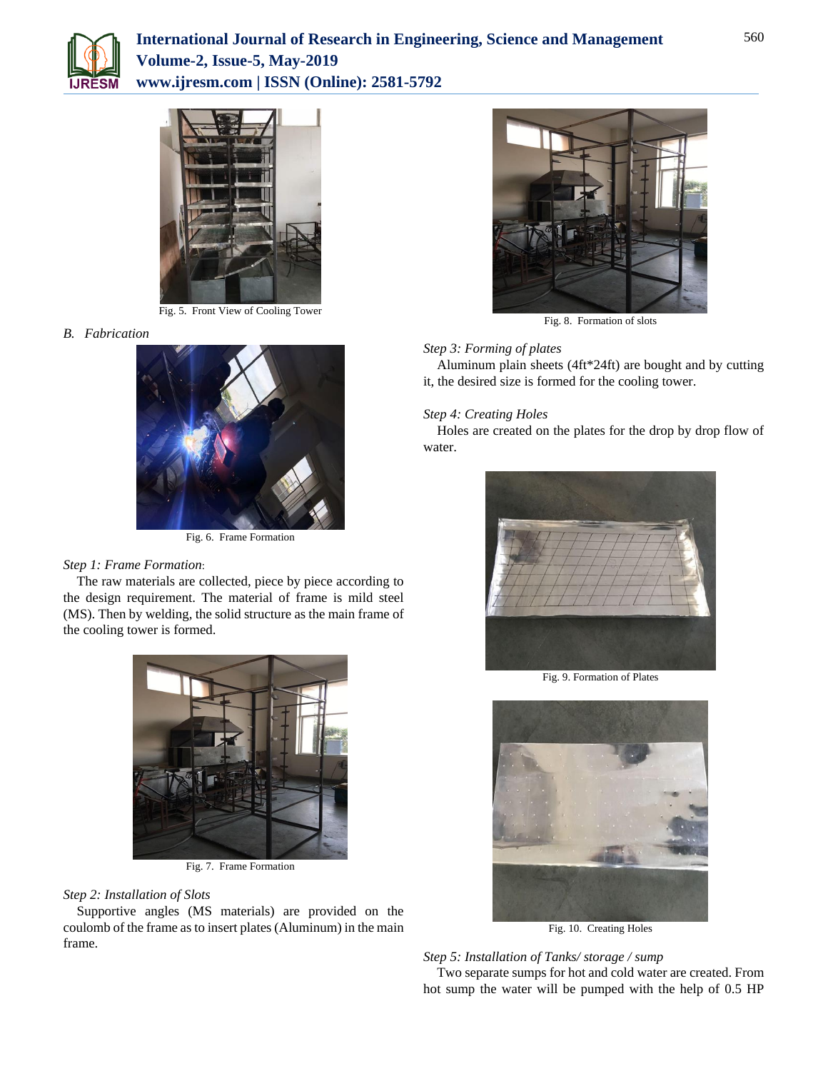Fig. 5. Front View of Cooling Tower

### B. Fabrication

Fig. 6. Frame Formation

*Step 1: Frame Formation*:

The raw materials are collected, piece by piece according to the design requirement. The material of frame is mild steel (MS). Then by welding, the solid structure as the main frame of the cooling tower is formed.

Fig. 7. Frame Formation

*Step 2: Installation of Slots*

Supportive angles (MS materials) are provided on the coulomb of the frame as to insert plates (Aluminum) in the main frame.

Fig. 8. Formation of slots

*Step 3: Forming of plates*

Aluminum plain sheets (4ft*24ft) are bought and by cutting it, the desired size is formed for the cooling tower.

*Step 4: Creating Holes*

Holes are created on the plates for the drop by drop flow of water.

Fig. 9. Formation of Plates

Fig. 10. Creating Holes

*Step 5: Installation of Tanks/ storage / sump*

Two separate sumps for hot and cold water are created. From hot sump the water will be pumped with the help of 0.5 HP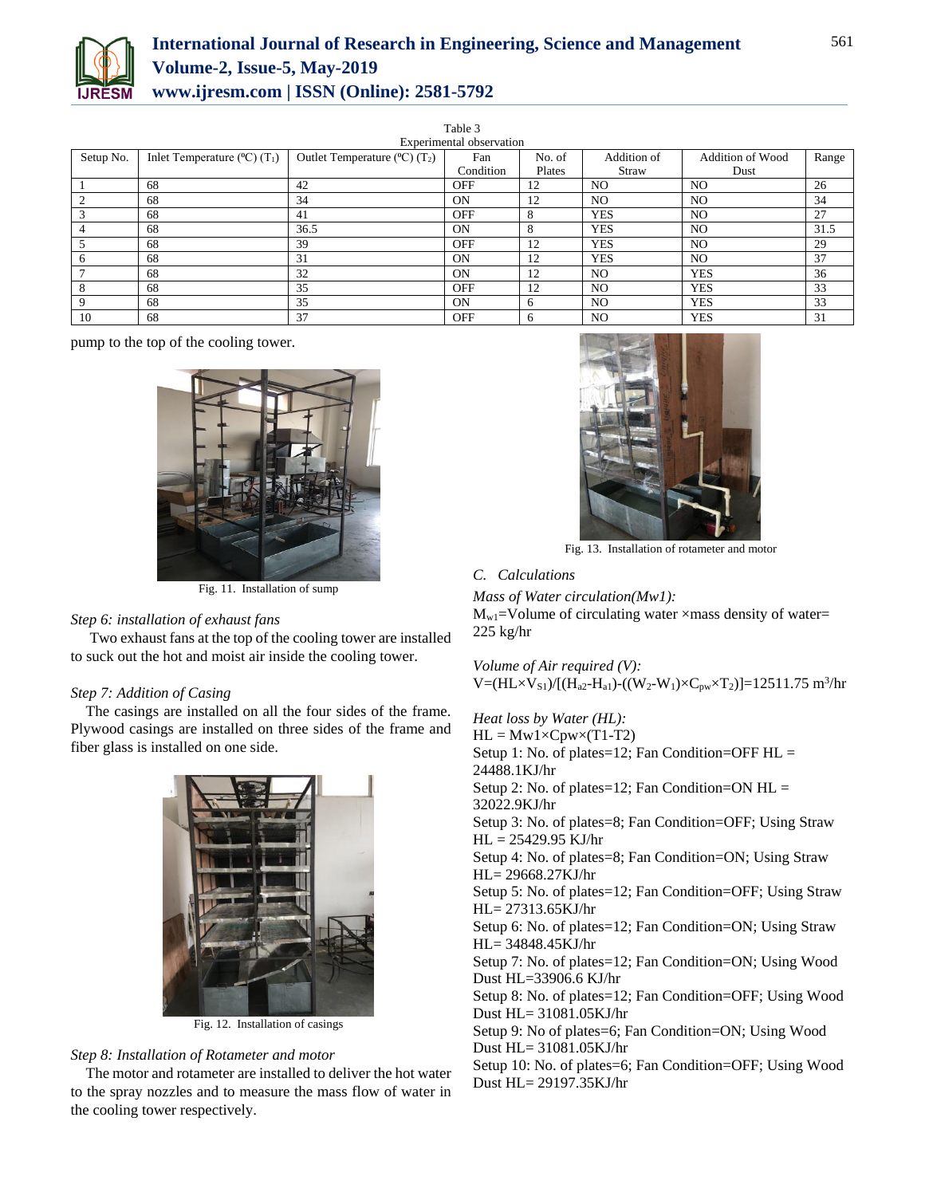Table 3
Experimental observation

| Setup No. | Inlet Temperature (ºC) ($T_1$) | Outlet Temperature (ºC) ($T_2$) | Fan Condition | No. of Plates | Addition of Straw | Addition of Wood Dust | Range |
|---|---|---|---|---|---|---|---|
| 1 | 68 | 42 | OFF | 12 | NO | NO | 26 |
| 2 | 68 | 34 | ON | 12 | NO | NO | 34 |
| 3 | 68 | 41 | OFF | 8 | YES | NO | 27 |
| 4 | 68 | 36.5 | ON | 8 | YES | NO | 31.5 |
| 5 | 68 | 39 | OFF | 12 | YES | NO | 29 |
| 6 | 68 | 31 | ON | 12 | YES | NO | 37 |
| 7 | 68 | 32 | ON | 12 | NO | YES | 36 |
| 8 | 68 | 35 | OFF | 12 | NO | YES | 33 |
| 9 | 68 | 35 | ON | 6 | NO | YES | 33 |
| 10 | 68 | 37 | OFF | 6 | NO | YES | 31 |

pump to the top of the cooling tower.

Fig. 11. Installation of sump

*Step 6: installation of exhaust fans*

Two exhaust fans at the top of the cooling tower are installed to suck out the hot and moist air inside the cooling tower.

*Step 7: Addition of Casing*

The casings are installed on all the four sides of the frame. Plywood casings are installed on three sides of the frame and fiber glass is installed on one side.

Fig. 12. Installation of casings

*Step 8: Installation of Rotameter and motor*

The motor and rotameter are installed to deliver the hot water to the spray nozzles and to measure the mass flow of water in the cooling tower respectively.

Fig. 13. Installation of rotameter and motor

### *C. Calculations*

*Mass of Water circulation(Mw1):*

$M_{w1}$=Volume of circulating water ×mass density of water= 225 kg/hr

*Volume of Air required (V):*

$V=(HL\times V_{S1})/[(H_{a2}-H_{a1})-((W_2-W_1)\times C_{pw}\times T_2)]=12511.75\ m^3/hr$

*Heat loss by Water (HL):*

$HL = Mw1\times Cpw\times(T1-T2)$

Setup 1: No. of plates=12; Fan Condition=OFF HL = 24488.1KJ/hr

Setup 2: No. of plates=12; Fan Condition=ON HL = 32022.9KJ/hr

Setup 3: No. of plates=8; Fan Condition=OFF; Using Straw HL = 25429.95 KJ/hr

Setup 4: No. of plates=8; Fan Condition=ON; Using Straw HL= 29668.27KJ/hr

Setup 5: No. of plates=12; Fan Condition=OFF; Using Straw HL= 27313.65KJ/hr

Setup 6: No. of plates=12; Fan Condition=ON; Using Straw HL= 34848.45KJ/hr

Setup 7: No. of plates=12; Fan Condition=ON; Using Wood Dust HL=33906.6 KJ/hr

Setup 8: No. of plates=12; Fan Condition=OFF; Using Wood Dust HL= 31081.05KJ/hr

Setup 9: No of plates=6; Fan Condition=ON; Using Wood Dust HL= 31081.05KJ/hr

Setup 10: No. of plates=6; Fan Condition=OFF; Using Wood Dust HL= 29197.35KJ/hr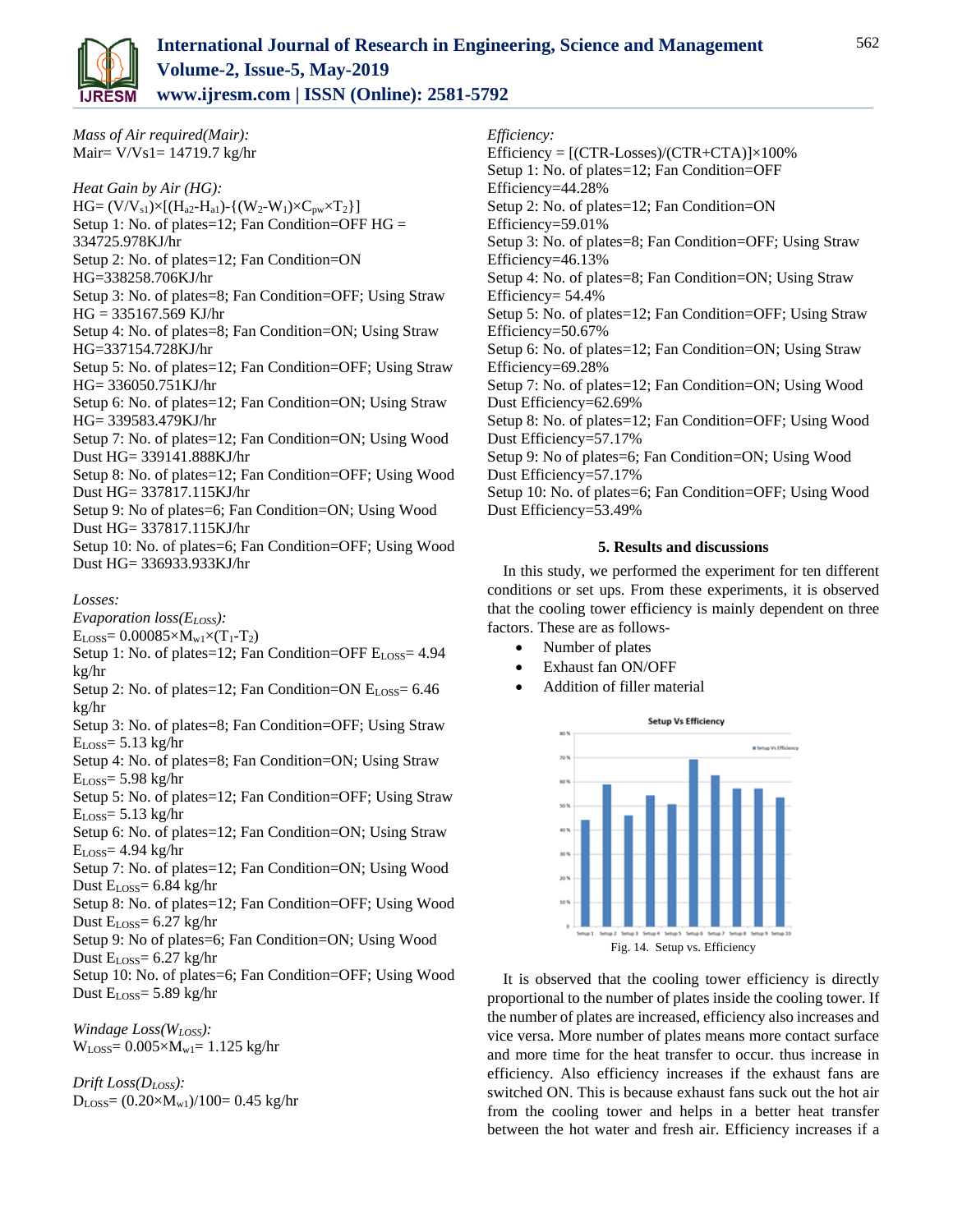*Mass of Air required(Mair):*
Mair= V/Vs1= 14719.7 kg/hr

*Heat Gain by Air (HG):*
$HG = (V/V_{s1})\times[(H_{a2}-H_{a1})-\{(W_2-W_1)\times C_{pw}\times T_2\}]$
Setup 1: No. of plates=12; Fan Condition=OFF HG = 334725.978KJ/hr
Setup 2: No. of plates=12; Fan Condition=ON HG=338258.706KJ/hr
Setup 3: No. of plates=8; Fan Condition=OFF; Using Straw HG = 335167.569 KJ/hr
Setup 4: No. of plates=8; Fan Condition=ON; Using Straw HG=337154.728KJ/hr
Setup 5: No. of plates=12; Fan Condition=OFF; Using Straw HG= 336050.751KJ/hr
Setup 6: No. of plates=12; Fan Condition=ON; Using Straw HG= 339583.479KJ/hr
Setup 7: No. of plates=12; Fan Condition=ON; Using Wood Dust HG= 339141.888KJ/hr
Setup 8: No. of plates=12; Fan Condition=OFF; Using Wood Dust HG= 337817.115KJ/hr
Setup 9: No of plates=6; Fan Condition=ON; Using Wood Dust HG= 337817.115KJ/hr
Setup 10: No. of plates=6; Fan Condition=OFF; Using Wood Dust HG= 336933.933KJ/hr

*Losses:*
*Evaporation loss($E_{LOSS}$):*
$E_{LOSS} = 0.00085\times M_{w1}\times(T_1-T_2)$
Setup 1: No. of plates=12; Fan Condition=OFF $E_{LOSS}$= 4.94 kg/hr
Setup 2: No. of plates=12; Fan Condition=ON $E_{LOSS}$= 6.46 kg/hr
Setup 3: No. of plates=8; Fan Condition=OFF; Using Straw $E_{LOSS}$= 5.13 kg/hr
Setup 4: No. of plates=8; Fan Condition=ON; Using Straw $E_{LOSS}$= 5.98 kg/hr
Setup 5: No. of plates=12; Fan Condition=OFF; Using Straw $E_{LOSS}$= 5.13 kg/hr
Setup 6: No. of plates=12; Fan Condition=ON; Using Straw $E_{LOSS}$= 4.94 kg/hr
Setup 7: No. of plates=12; Fan Condition=ON; Using Wood Dust $E_{LOSS}$= 6.84 kg/hr
Setup 8: No. of plates=12; Fan Condition=OFF; Using Wood Dust $E_{LOSS}$= 6.27 kg/hr
Setup 9: No of plates=6; Fan Condition=ON; Using Wood Dust $E_{LOSS}$= 6.27 kg/hr
Setup 10: No. of plates=6; Fan Condition=OFF; Using Wood Dust $E_{LOSS}$= 5.89 kg/hr

*Windage Loss($W_{LOSS}$):*
$W_{LOSS} = 0.005\times M_{w1}$= 1.125 kg/hr

*Drift Loss($D_{LOSS}$):*
$D_{LOSS} = (0.20\times M_{w1})/100$= 0.45 kg/hr

*Efficiency:*
Efficiency = [(CTR-Losses)/(CTR+CTA)]×100%
Setup 1: No. of plates=12; Fan Condition=OFF Efficiency=44.28%
Setup 2: No. of plates=12; Fan Condition=ON Efficiency=59.01%
Setup 3: No. of plates=8; Fan Condition=OFF; Using Straw Efficiency=46.13%
Setup 4: No. of plates=8; Fan Condition=ON; Using Straw Efficiency= 54.4%
Setup 5: No. of plates=12; Fan Condition=OFF; Using Straw Efficiency=50.67%
Setup 6: No. of plates=12; Fan Condition=ON; Using Straw Efficiency=69.28%
Setup 7: No. of plates=12; Fan Condition=ON; Using Wood Dust Efficiency=62.69%
Setup 8: No. of plates=12; Fan Condition=OFF; Using Wood Dust Efficiency=57.17%
Setup 9: No of plates=6; Fan Condition=ON; Using Wood Dust Efficiency=57.17%
Setup 10: No. of plates=6; Fan Condition=OFF; Using Wood Dust Efficiency=53.49%

## 5. Results and discussions

In this study, we performed the experiment for ten different conditions or set ups. From these experiments, it is observed that the cooling tower efficiency is mainly dependent on three factors. These are as follows-

- Number of plates
- Exhaust fan ON/OFF
- Addition of filler material

Fig. 14. Setup vs. Efficiency

It is observed that the cooling tower efficiency is directly proportional to the number of plates inside the cooling tower. If the number of plates are increased, efficiency also increases and vice versa. More number of plates means more contact surface and more time for the heat transfer to occur. thus increase in efficiency. Also efficiency increases if the exhaust fans are switched ON. This is because exhaust fans suck out the hot air from the cooling tower and helps in a better heat transfer between the hot water and fresh air. Efficiency increases if a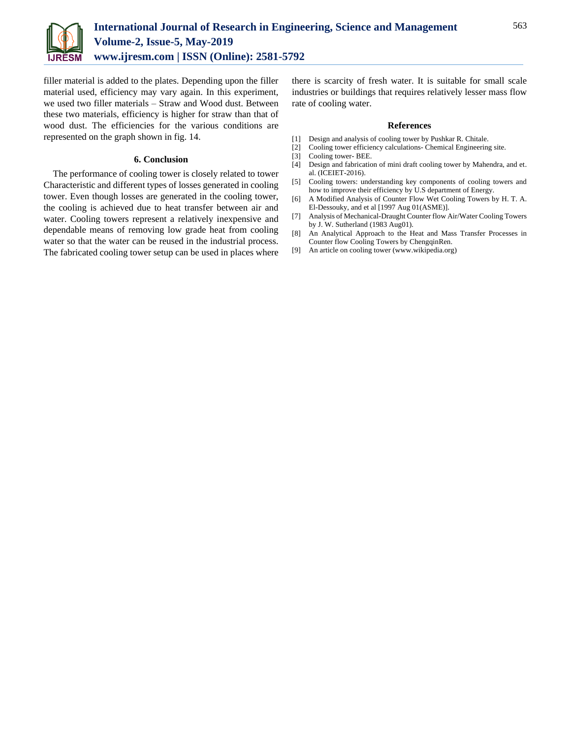filler material is added to the plates. Depending upon the filler material used, efficiency may vary again. In this experiment, we used two filler materials – Straw and Wood dust. Between these two materials, efficiency is higher for straw than that of wood dust. The efficiencies for the various conditions are represented on the graph shown in fig. 14.

## 6. Conclusion

The performance of cooling tower is closely related to tower Characteristic and different types of losses generated in cooling tower. Even though losses are generated in the cooling tower, the cooling is achieved due to heat transfer between air and water. Cooling towers represent a relatively inexpensive and dependable means of removing low grade heat from cooling water so that the water can be reused in the industrial process. The fabricated cooling tower setup can be used in places where there is scarcity of fresh water. It is suitable for small scale industries or buildings that requires relatively lesser mass flow rate of cooling water.

## References

[1] Design and analysis of cooling tower by Pushkar R. Chitale.
[2] Cooling tower efficiency calculations- Chemical Engineering site.
[3] Cooling tower- BEE.
[4] Design and fabrication of mini draft cooling tower by Mahendra, and et. al. (ICEIET-2016).
[5] Cooling towers: understanding key components of cooling towers and how to improve their efficiency by U.S department of Energy.
[6] A Modified Analysis of Counter Flow Wet Cooling Towers by H. T. A. El-Dessouky, and et al [1997 Aug 01(ASME)].
[7] Analysis of Mechanical-Draught Counter flow Air/Water Cooling Towers by J. W. Sutherland (1983 Aug01).
[8] An Analytical Approach to the Heat and Mass Transfer Processes in Counter flow Cooling Towers by ChengqinRen.
[9] An article on cooling tower (www.wikipedia.org)